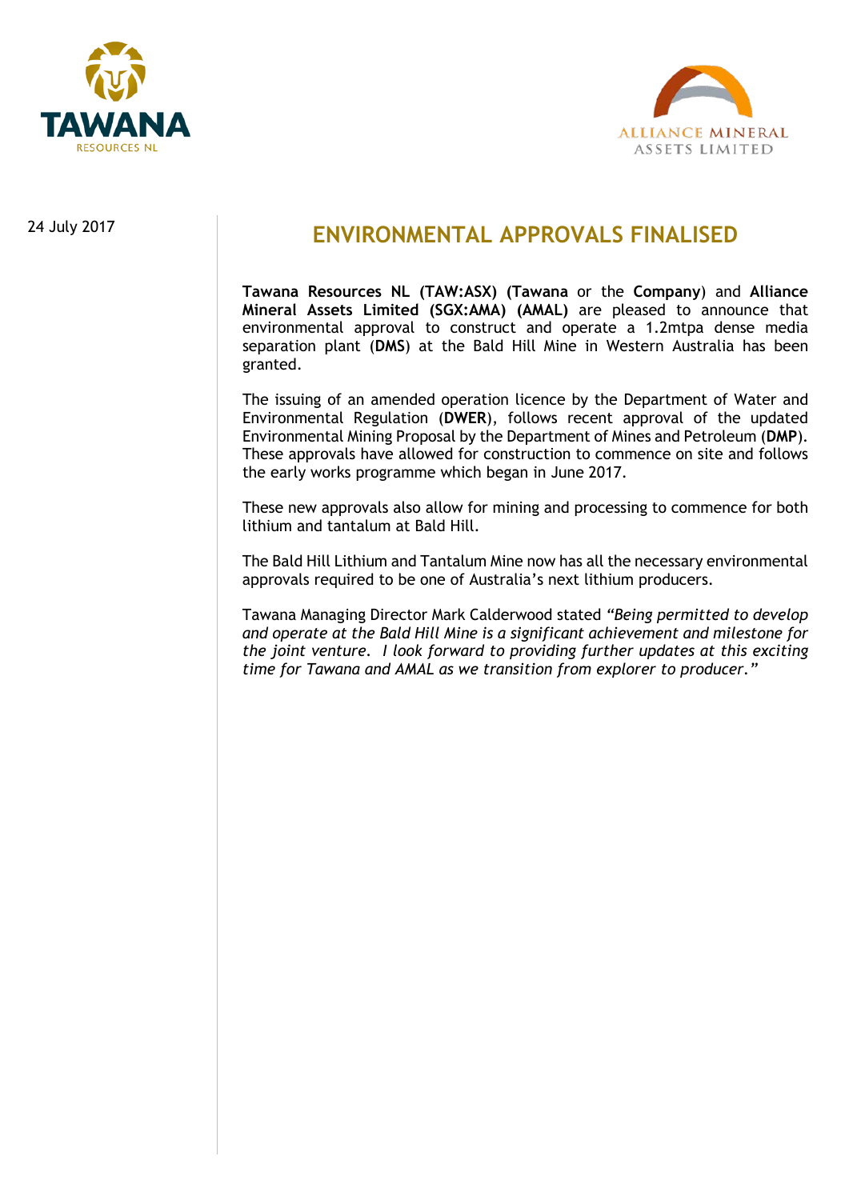24 July 2017

# ENVIRONMENTAL APPROVALS FINALISED

**Tawana Resources NL (TAW:ASX) (Tawana** or the **Company**) and **Alliance Mineral Assets Limited (SGX:AMA) (AMAL)** are pleased to announce that environmental approval to construct and operate a 1.2mtpa dense media separation plant (**DMS**) at the Bald Hill Mine in Western Australia has been granted.

The issuing of an amended operation licence by the Department of Water and Environmental Regulation (**DWER**), follows recent approval of the updated Environmental Mining Proposal by the Department of Mines and Petroleum (**DMP**). These approvals have allowed for construction to commence on site and follows the early works programme which began in June 2017.

These new approvals also allow for mining and processing to commence for both lithium and tantalum at Bald Hill.

The Bald Hill Lithium and Tantalum Mine now has all the necessary environmental approvals required to be one of Australia's next lithium producers.

Tawana Managing Director Mark Calderwood stated *"Being permitted to develop and operate at the Bald Hill Mine is a significant achievement and milestone for the joint venture. I look forward to providing further updates at this exciting time for Tawana and AMAL as we transition from explorer to producer."*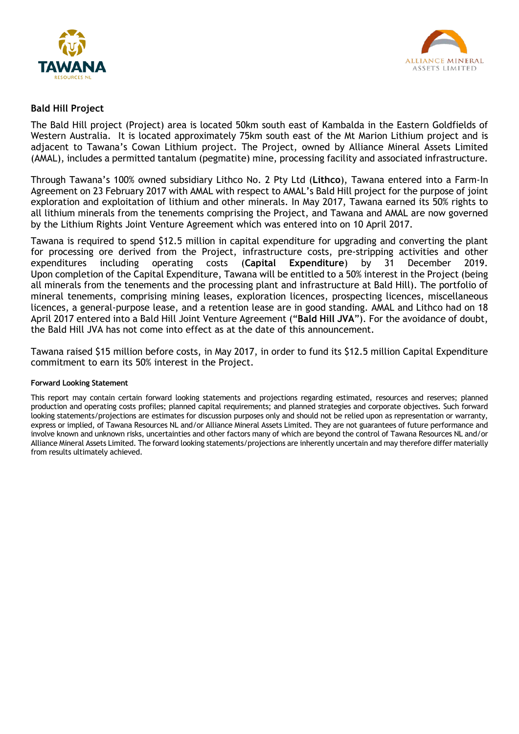## Bald Hill Project

The Bald Hill project (Project) area is located 50km south east of Kambalda in the Eastern Goldfields of Western Australia. It is located approximately 75km south east of the Mt Marion Lithium project and is adjacent to Tawana's Cowan Lithium project. The Project, owned by Alliance Mineral Assets Limited (AMAL), includes a permitted tantalum (pegmatite) mine, processing facility and associated infrastructure.

Through Tawana's 100% owned subsidiary Lithco No. 2 Pty Ltd (**Lithco**), Tawana entered into a Farm-In Agreement on 23 February 2017 with AMAL with respect to AMAL's Bald Hill project for the purpose of joint exploration and exploitation of lithium and other minerals. In May 2017, Tawana earned its 50% rights to all lithium minerals from the tenements comprising the Project, and Tawana and AMAL are now governed by the Lithium Rights Joint Venture Agreement which was entered into on 10 April 2017.

Tawana is required to spend $12.5 million in capital expenditure for upgrading and converting the plant for processing ore derived from the Project, infrastructure costs, pre-stripping activities and other expenditures including operating costs (**Capital Expenditure**) by 31 December 2019. Upon completion of the Capital Expenditure, Tawana will be entitled to a 50% interest in the Project (being all minerals from the tenements and the processing plant and infrastructure at Bald Hill). The portfolio of mineral tenements, comprising mining leases, exploration licences, prospecting licences, miscellaneous licences, a general-purpose lease, and a retention lease are in good standing. AMAL and Lithco had on 18 April 2017 entered into a Bald Hill Joint Venture Agreement ("**Bald Hill JVA**"). For the avoidance of doubt, the Bald Hill JVA has not come into effect as at the date of this announcement.

Tawana raised $15 million before costs, in May 2017, in order to fund its $12.5 million Capital Expenditure commitment to earn its 50% interest in the Project.

#### Forward Looking Statement

This report may contain certain forward looking statements and projections regarding estimated, resources and reserves; planned production and operating costs profiles; planned capital requirements; and planned strategies and corporate objectives. Such forward looking statements/projections are estimates for discussion purposes only and should not be relied upon as representation or warranty, express or implied, of Tawana Resources NL and/or Alliance Mineral Assets Limited. They are not guarantees of future performance and involve known and unknown risks, uncertainties and other factors many of which are beyond the control of Tawana Resources NL and/or Alliance Mineral Assets Limited. The forward looking statements/projections are inherently uncertain and may therefore differ materially from results ultimately achieved.